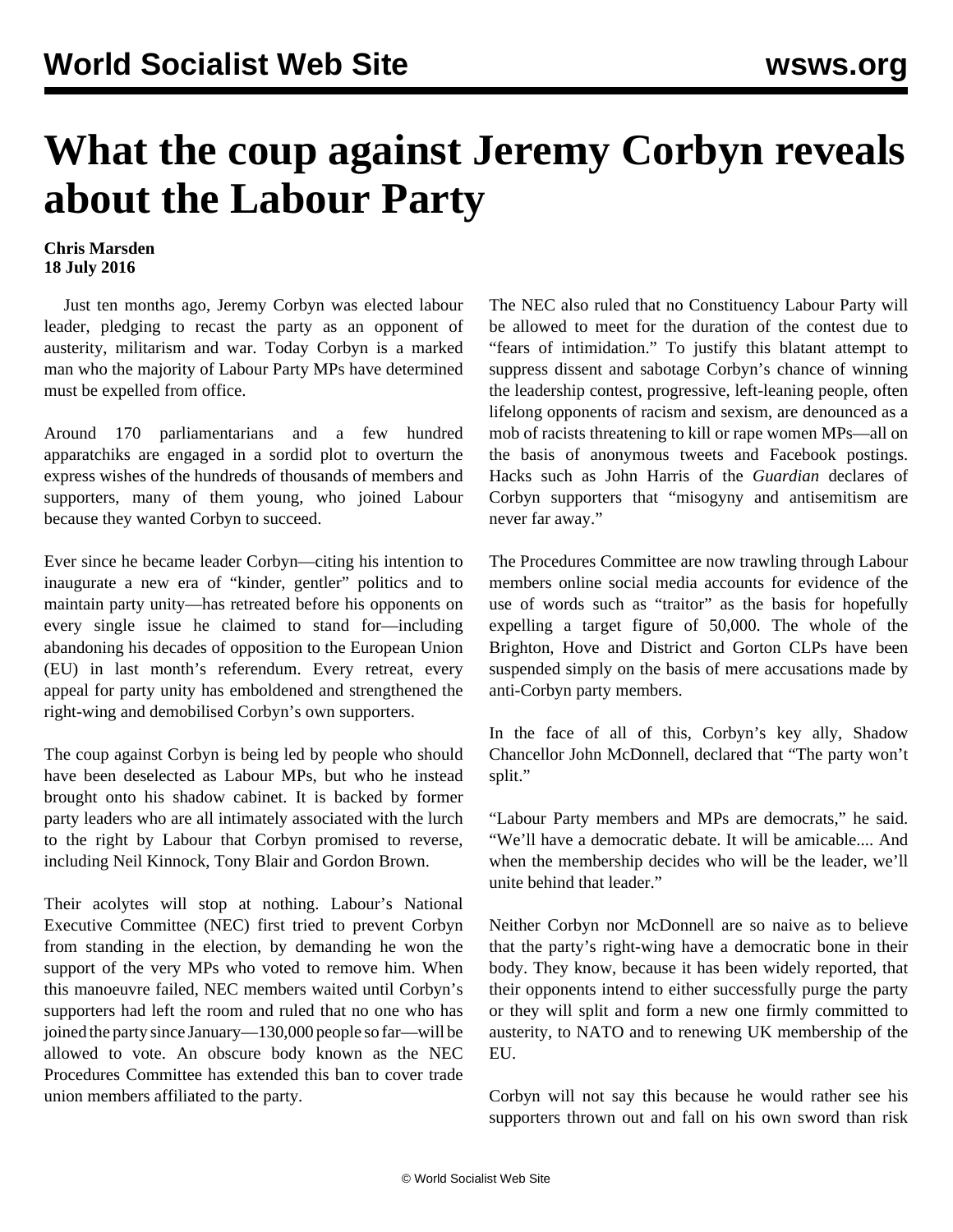# What the coup against Jeremy Corbyn reveals about the Labour Party

**Chris Marsden**
**18 July 2016**

Just ten months ago, Jeremy Corbyn was elected labour leader, pledging to recast the party as an opponent of austerity, militarism and war. Today Corbyn is a marked man who the majority of Labour Party MPs have determined must be expelled from office.

Around 170 parliamentarians and a few hundred apparatchiks are engaged in a sordid plot to overturn the express wishes of the hundreds of thousands of members and supporters, many of them young, who joined Labour because they wanted Corbyn to succeed.

Ever since he became leader Corbyn—citing his intention to inaugurate a new era of "kinder, gentler" politics and to maintain party unity—has retreated before his opponents on every single issue he claimed to stand for—including abandoning his decades of opposition to the European Union (EU) in last month's referendum. Every retreat, every appeal for party unity has emboldened and strengthened the right-wing and demobilised Corbyn's own supporters.

The coup against Corbyn is being led by people who should have been deselected as Labour MPs, but who he instead brought onto his shadow cabinet. It is backed by former party leaders who are all intimately associated with the lurch to the right by Labour that Corbyn promised to reverse, including Neil Kinnock, Tony Blair and Gordon Brown.

Their acolytes will stop at nothing. Labour's National Executive Committee (NEC) first tried to prevent Corbyn from standing in the election, by demanding he won the support of the very MPs who voted to remove him. When this manoeuvre failed, NEC members waited until Corbyn's supporters had left the room and ruled that no one who has joined the party since January—130,000 people so far—will be allowed to vote. An obscure body known as the NEC Procedures Committee has extended this ban to cover trade union members affiliated to the party.

The NEC also ruled that no Constituency Labour Party will be allowed to meet for the duration of the contest due to "fears of intimidation." To justify this blatant attempt to suppress dissent and sabotage Corbyn's chance of winning the leadership contest, progressive, left-leaning people, often lifelong opponents of racism and sexism, are denounced as a mob of racists threatening to kill or rape women MPs—all on the basis of anonymous tweets and Facebook postings. Hacks such as John Harris of the *Guardian* declares of Corbyn supporters that "misogyny and antisemitism are never far away."

The Procedures Committee are now trawling through Labour members online social media accounts for evidence of the use of words such as "traitor" as the basis for hopefully expelling a target figure of 50,000. The whole of the Brighton, Hove and District and Gorton CLPs have been suspended simply on the basis of mere accusations made by anti-Corbyn party members.

In the face of all of this, Corbyn's key ally, Shadow Chancellor John McDonnell, declared that "The party won't split."

"Labour Party members and MPs are democrats," he said. "We'll have a democratic debate. It will be amicable.... And when the membership decides who will be the leader, we'll unite behind that leader."

Neither Corbyn nor McDonnell are so naive as to believe that the party's right-wing have a democratic bone in their body. They know, because it has been widely reported, that their opponents intend to either successfully purge the party or they will split and form a new one firmly committed to austerity, to NATO and to renewing UK membership of the EU.

Corbyn will not say this because he would rather see his supporters thrown out and fall on his own sword than risk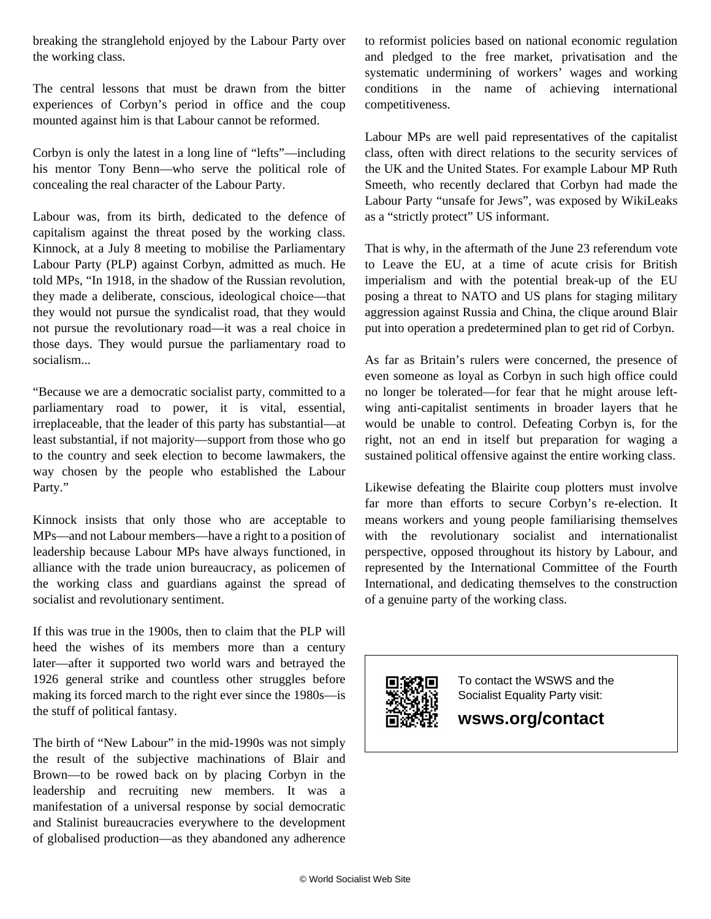breaking the stranglehold enjoyed by the Labour Party over the working class.

The central lessons that must be drawn from the bitter experiences of Corbyn's period in office and the coup mounted against him is that Labour cannot be reformed.

Corbyn is only the latest in a long line of "lefts"—including his mentor Tony Benn—who serve the political role of concealing the real character of the Labour Party.

Labour was, from its birth, dedicated to the defence of capitalism against the threat posed by the working class. Kinnock, at a July 8 meeting to mobilise the Parliamentary Labour Party (PLP) against Corbyn, admitted as much. He told MPs, "In 1918, in the shadow of the Russian revolution, they made a deliberate, conscious, ideological choice—that they would not pursue the syndicalist road, that they would not pursue the revolutionary road—it was a real choice in those days. They would pursue the parliamentary road to socialism...

"Because we are a democratic socialist party, committed to a parliamentary road to power, it is vital, essential, irreplaceable, that the leader of this party has substantial—at least substantial, if not majority—support from those who go to the country and seek election to become lawmakers, the way chosen by the people who established the Labour Party."

Kinnock insists that only those who are acceptable to MPs—and not Labour members—have a right to a position of leadership because Labour MPs have always functioned, in alliance with the trade union bureaucracy, as policemen of the working class and guardians against the spread of socialist and revolutionary sentiment.

If this was true in the 1900s, then to claim that the PLP will heed the wishes of its members more than a century later—after it supported two world wars and betrayed the 1926 general strike and countless other struggles before making its forced march to the right ever since the 1980s—is the stuff of political fantasy.

The birth of "New Labour" in the mid-1990s was not simply the result of the subjective machinations of Blair and Brown—to be rowed back on by placing Corbyn in the leadership and recruiting new members. It was a manifestation of a universal response by social democratic and Stalinist bureaucracies everywhere to the development of globalised production—as they abandoned any adherence to reformist policies based on national economic regulation and pledged to the free market, privatisation and the systematic undermining of workers' wages and working conditions in the name of achieving international competitiveness.

Labour MPs are well paid representatives of the capitalist class, often with direct relations to the security services of the UK and the United States. For example Labour MP Ruth Smeeth, who recently declared that Corbyn had made the Labour Party "unsafe for Jews", was exposed by WikiLeaks as a "strictly protect" US informant.

That is why, in the aftermath of the June 23 referendum vote to Leave the EU, at a time of acute crisis for British imperialism and with the potential break-up of the EU posing a threat to NATO and US plans for staging military aggression against Russia and China, the clique around Blair put into operation a predetermined plan to get rid of Corbyn.

As far as Britain's rulers were concerned, the presence of even someone as loyal as Corbyn in such high office could no longer be tolerated—for fear that he might arouse left-wing anti-capitalist sentiments in broader layers that he would be unable to control. Defeating Corbyn is, for the right, not an end in itself but preparation for waging a sustained political offensive against the entire working class.

Likewise defeating the Blairite coup plotters must involve far more than efforts to secure Corbyn's re-election. It means workers and young people familiarising themselves with the revolutionary socialist and internationalist perspective, opposed throughout its history by Labour, and represented by the International Committee of the Fourth International, and dedicating themselves to the construction of a genuine party of the working class.

To contact the WSWS and the Socialist Equality Party visit:

**wsws.org/contact**